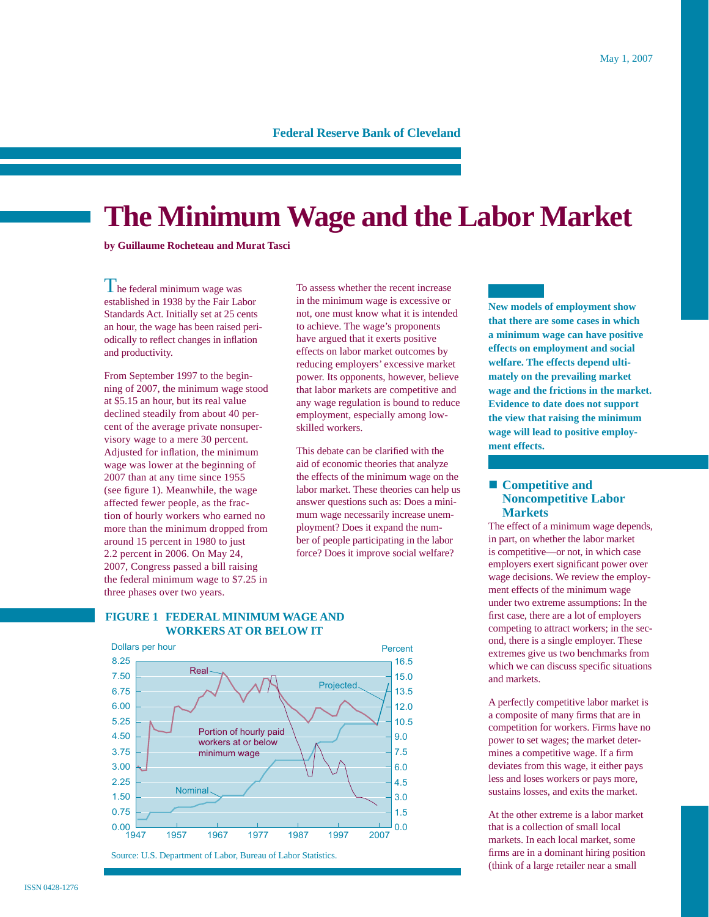May 1, 2007

Federal Reserve Bank of Cleveland

# The Minimum Wage and the Labor Market

**by Guillaume Rocheteau and Murat Tasci**

The federal minimum wage was established in 1938 by the Fair Labor Standards Act. Initially set at 25 cents an hour, the wage has been raised periodically to reflect changes in inflation and productivity.

From September 1997 to the beginning of 2007, the minimum wage stood at $5.15 an hour, but its real value declined steadily from about 40 percent of the average private nonsupervisory wage to a mere 30 percent. Adjusted for inflation, the minimum wage was lower at the beginning of 2007 than at any time since 1955 (see figure 1). Meanwhile, the wage affected fewer people, as the fraction of hourly workers who earned no more than the minimum dropped from around 15 percent in 1980 to just 2.2 percent in 2006. On May 24, 2007, Congress passed a bill raising the federal minimum wage to $7.25 in three phases over two years.

To assess whether the recent increase in the minimum wage is excessive or not, one must know what it is intended to achieve. The wage's proponents have argued that it exerts positive effects on labor market outcomes by reducing employers' excessive market power. Its opponents, however, believe that labor markets are competitive and any wage regulation is bound to reduce employment, especially among low-skilled workers.

This debate can be clarified with the aid of economic theories that analyze the effects of the minimum wage on the labor market. These theories can help us answer questions such as: Does a minimum wage necessarily increase unemployment? Does it expand the number of people participating in the labor force? Does it improve social welfare?

**FIGURE 1 FEDERAL MINIMUM WAGE AND WORKERS AT OR BELOW IT**

Source: U.S. Department of Labor, Bureau of Labor Statistics.

**New models of employment show that there are some cases in which a minimum wage can have positive effects on employment and social welfare. The effects depend ultimately on the prevailing market wage and the frictions in the market. Evidence to date does not support the view that raising the minimum wage will lead to positive employment effects.**

## Competitive and Noncompetitive Labor Markets

The effect of a minimum wage depends, in part, on whether the labor market is competitive—or not, in which case employers exert significant power over wage decisions. We review the employment effects of the minimum wage under two extreme assumptions: In the first case, there are a lot of employers competing to attract workers; in the second, there is a single employer. These extremes give us two benchmarks from which we can discuss specific situations and markets.

A perfectly competitive labor market is a composite of many firms that are in competition for workers. Firms have no power to set wages; the market determines a competitive wage. If a firm deviates from this wage, it either pays less and loses workers or pays more, sustains losses, and exits the market.

At the other extreme is a labor market that is a collection of small local markets. In each local market, some firms are in a dominant hiring position (think of a large retailer near a small

ISSN 0428-1276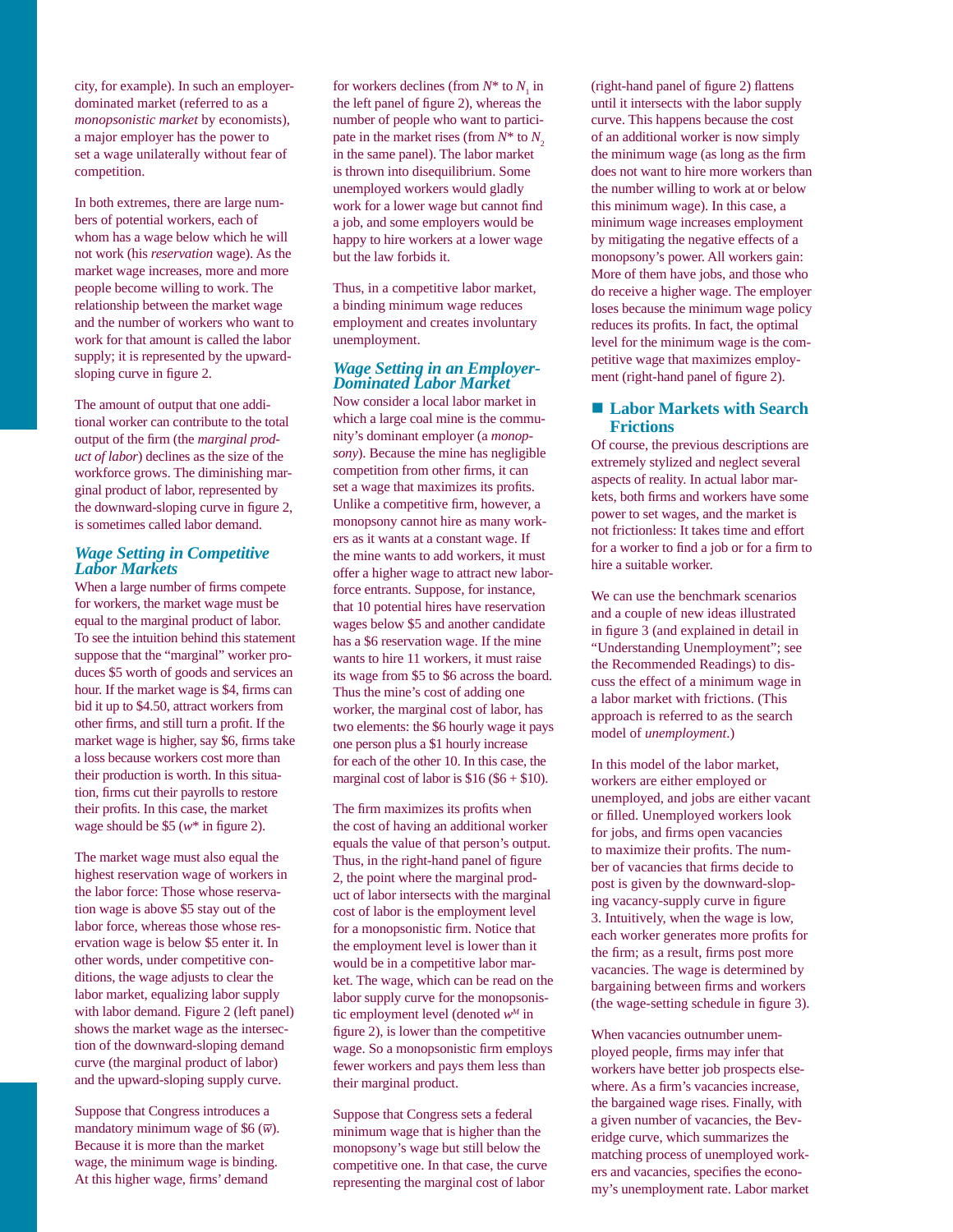city, for example). In such an employer-dominated market (referred to as a *monopsonistic market* by economists), a major employer has the power to set a wage unilaterally without fear of competition.

In both extremes, there are large numbers of potential workers, each of whom has a wage below which he will not work (his *reservation* wage). As the market wage increases, more and more people become willing to work. The relationship between the market wage and the number of workers who want to work for that amount is called the labor supply; it is represented by the upward-sloping curve in figure 2.

The amount of output that one additional worker can contribute to the total output of the firm (the *marginal product of labor*) declines as the size of the workforce grows. The diminishing marginal product of labor, represented by the downward-sloping curve in figure 2, is sometimes called labor demand.

### *Wage Setting in Competitive Labor Markets*

When a large number of firms compete for workers, the market wage must be equal to the marginal product of labor. To see the intuition behind this statement suppose that the "marginal" worker produces $5 worth of goods and services an hour. If the market wage is $4, firms can bid it up to $4.50, attract workers from other firms, and still turn a profit. If the market wage is higher, say $6, firms take a loss because workers cost more than their production is worth. In this situation, firms cut their payrolls to restore their profits. In this case, the market wage should be $5 ($w^*$ in figure 2).

The market wage must also equal the highest reservation wage of workers in the labor force: Those whose reservation wage is above $5 stay out of the labor force, whereas those whose reservation wage is below $5 enter it. In other words, under competitive conditions, the wage adjusts to clear the labor market, equalizing labor supply with labor demand. Figure 2 (left panel) shows the market wage as the intersection of the downward-sloping demand curve (the marginal product of labor) and the upward-sloping supply curve.

Suppose that Congress introduces a mandatory minimum wage of $6 ($\overline{w}$). Because it is more than the market wage, the minimum wage is binding. At this higher wage, firms' demand for workers declines (from $N^*$ to $N_1$ in the left panel of figure 2), whereas the number of people who want to participate in the market rises (from $N^*$ to $N_2$ in the same panel). The labor market is thrown into disequilibrium. Some unemployed workers would gladly work for a lower wage but cannot find a job, and some employers would be happy to hire workers at a lower wage but the law forbids it.

Thus, in a competitive labor market, a binding minimum wage reduces employment and creates involuntary unemployment.

### *Wage Setting in an Employer-Dominated Labor Market*

Now consider a local labor market in which a large coal mine is the community's dominant employer (a *monopsony*). Because the mine has negligible competition from other firms, it can set a wage that maximizes its profits. Unlike a competitive firm, however, a monopsony cannot hire as many workers as it wants at a constant wage. If the mine wants to add workers, it must offer a higher wage to attract new labor-force entrants. Suppose, for instance, that 10 potential hires have reservation wages below $5 and another candidate has a $6 reservation wage. If the mine wants to hire 11 workers, it must raise its wage from $5 to $6 across the board. Thus the mine's cost of adding one worker, the marginal cost of labor, has two elements: the $6 hourly wage it pays one person plus a $1 hourly increase for each of the other 10. In this case, the marginal cost of labor is $16 ($6 + $10).

The firm maximizes its profits when the cost of having an additional worker equals the value of that person's output. Thus, in the right-hand panel of figure 2, the point where the marginal product of labor intersects with the marginal cost of labor is the employment level for a monopsonistic firm. Notice that the employment level is lower than it would be in a competitive labor market. The wage, which can be read on the labor supply curve for the monopsonistic employment level (denoted $w^M$ in figure 2), is lower than the competitive wage. So a monopsonistic firm employs fewer workers and pays them less than their marginal product.

Suppose that Congress sets a federal minimum wage that is higher than the monopsony's wage but still below the competitive one. In that case, the curve representing the marginal cost of labor (right-hand panel of figure 2) flattens until it intersects with the labor supply curve. This happens because the cost of an additional worker is now simply the minimum wage (as long as the firm does not want to hire more workers than the number willing to work at or below this minimum wage). In this case, a minimum wage increases employment by mitigating the negative effects of a monopsony's power. All workers gain: More of them have jobs, and those who do receive a higher wage. The employer loses because the minimum wage policy reduces its profits. In fact, the optimal level for the minimum wage is the competitive wage that maximizes employment (right-hand panel of figure 2).

## Labor Markets with Search Frictions

Of course, the previous descriptions are extremely stylized and neglect several aspects of reality. In actual labor markets, both firms and workers have some power to set wages, and the market is not frictionless: It takes time and effort for a worker to find a job or for a firm to hire a suitable worker.

We can use the benchmark scenarios and a couple of new ideas illustrated in figure 3 (and explained in detail in "Understanding Unemployment"; see the Recommended Readings) to discuss the effect of a minimum wage in a labor market with frictions. (This approach is referred to as the search model of *unemployment*.)

In this model of the labor market, workers are either employed or unemployed, and jobs are either vacant or filled. Unemployed workers look for jobs, and firms open vacancies to maximize their profits. The number of vacancies that firms decide to post is given by the downward-sloping vacancy-supply curve in figure 3. Intuitively, when the wage is low, each worker generates more profits for the firm; as a result, firms post more vacancies. The wage is determined by bargaining between firms and workers (the wage-setting schedule in figure 3).

When vacancies outnumber unemployed people, firms may infer that workers have better job prospects elsewhere. As a firm's vacancies increase, the bargained wage rises. Finally, with a given number of vacancies, the Beveridge curve, which summarizes the matching process of unemployed workers and vacancies, specifies the economy's unemployment rate. Labor market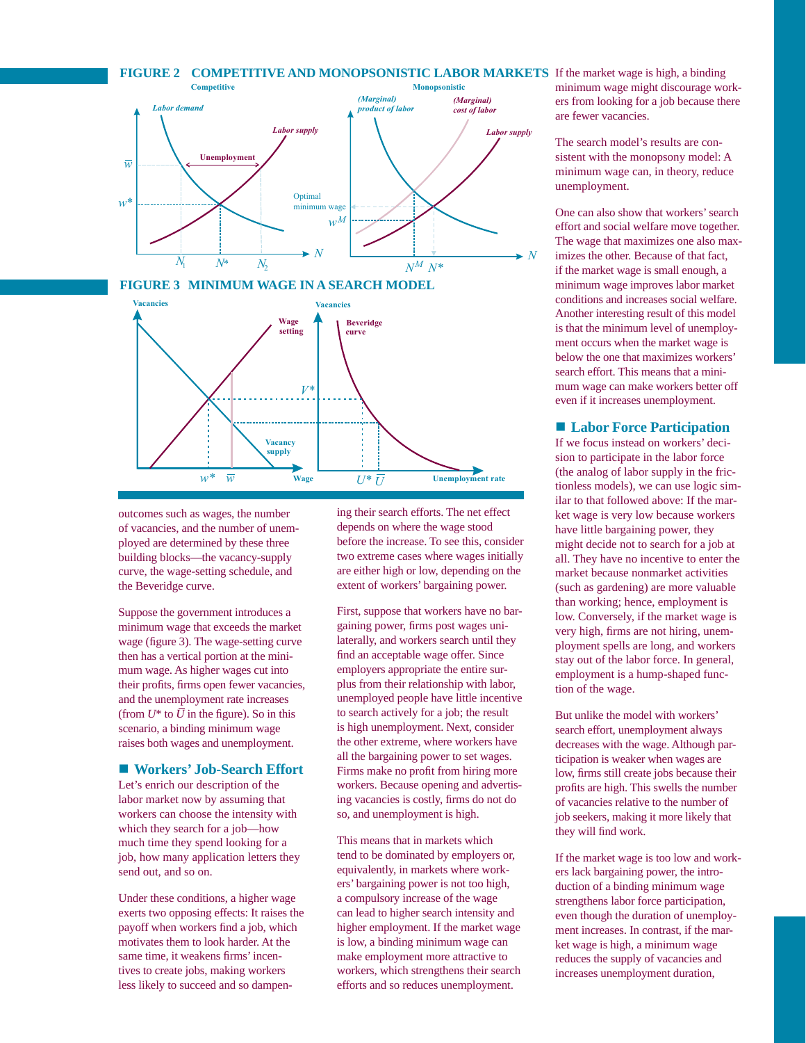**FIGURE 2 COMPETITIVE AND MONOPSONISTIC LABOR MARKETS**

**FIGURE 3 MINIMUM WAGE IN A SEARCH MODEL**

outcomes such as wages, the number of vacancies, and the number of unemployed are determined by these three building blocks—the vacancy-supply curve, the wage-setting schedule, and the Beveridge curve.

Suppose the government introduces a minimum wage that exceeds the market wage (figure 3). The wage-setting curve then has a vertical portion at the minimum wage. As higher wages cut into their profits, firms open fewer vacancies, and the unemployment rate increases (from $U^*$ to $\overline{U}$ in the figure). So in this scenario, a binding minimum wage raises both wages and unemployment.

## Workers' Job-Search Effort

Let's enrich our description of the labor market now by assuming that workers can choose the intensity with which they search for a job—how much time they spend looking for a job, how many application letters they send out, and so on.

Under these conditions, a higher wage exerts two opposing effects: It raises the payoff when workers find a job, which motivates them to look harder. At the same time, it weakens firms' incentives to create jobs, making workers less likely to succeed and so dampening their search efforts. The net effect depends on where the wage stood before the increase. To see this, consider two extreme cases where wages initially are either high or low, depending on the extent of workers' bargaining power.

First, suppose that workers have no bargaining power, firms post wages unilaterally, and workers search until they find an acceptable wage offer. Since employers appropriate the entire surplus from their relationship with labor, unemployed people have little incentive to search actively for a job; the result is high unemployment. Next, consider the other extreme, where workers have all the bargaining power to set wages. Firms make no profit from hiring more workers. Because opening and advertising vacancies is costly, firms do not do so, and unemployment is high.

This means that in markets which tend to be dominated by employers or, equivalently, in markets where workers' bargaining power is not too high, a compulsory increase of the wage can lead to higher search intensity and higher employment. If the market wage is low, a binding minimum wage can make employment more attractive to workers, which strengthens their search efforts and so reduces unemployment. If the market wage is high, a binding minimum wage might discourage workers from looking for a job because there are fewer vacancies.

The search model's results are consistent with the monopsony model: A minimum wage can, in theory, reduce unemployment.

One can also show that workers' search effort and social welfare move together. The wage that maximizes one also maximizes the other. Because of that fact, if the market wage is small enough, a minimum wage improves labor market conditions and increases social welfare. Another interesting result of this model is that the minimum level of unemployment occurs when the market wage is below the one that maximizes workers' search effort. This means that a minimum wage can make workers better off even if it increases unemployment.

## Labor Force Participation

If we focus instead on workers' decision to participate in the labor force (the analog of labor supply in the frictionless models), we can use logic similar to that followed above: If the market wage is very low because workers have little bargaining power, they might decide not to search for a job at all. They have no incentive to enter the market because nonmarket activities (such as gardening) are more valuable than working; hence, employment is low. Conversely, if the market wage is very high, firms are not hiring, unemployment spells are long, and workers stay out of the labor force. In general, employment is a hump-shaped function of the wage.

But unlike the model with workers' search effort, unemployment always decreases with the wage. Although participation is weaker when wages are low, firms still create jobs because their profits are high. This swells the number of vacancies relative to the number of job seekers, making it more likely that they will find work.

If the market wage is too low and workers lack bargaining power, the introduction of a binding minimum wage strengthens labor force participation, even though the duration of unemployment increases. In contrast, if the market wage is high, a minimum wage reduces the supply of vacancies and increases unemployment duration,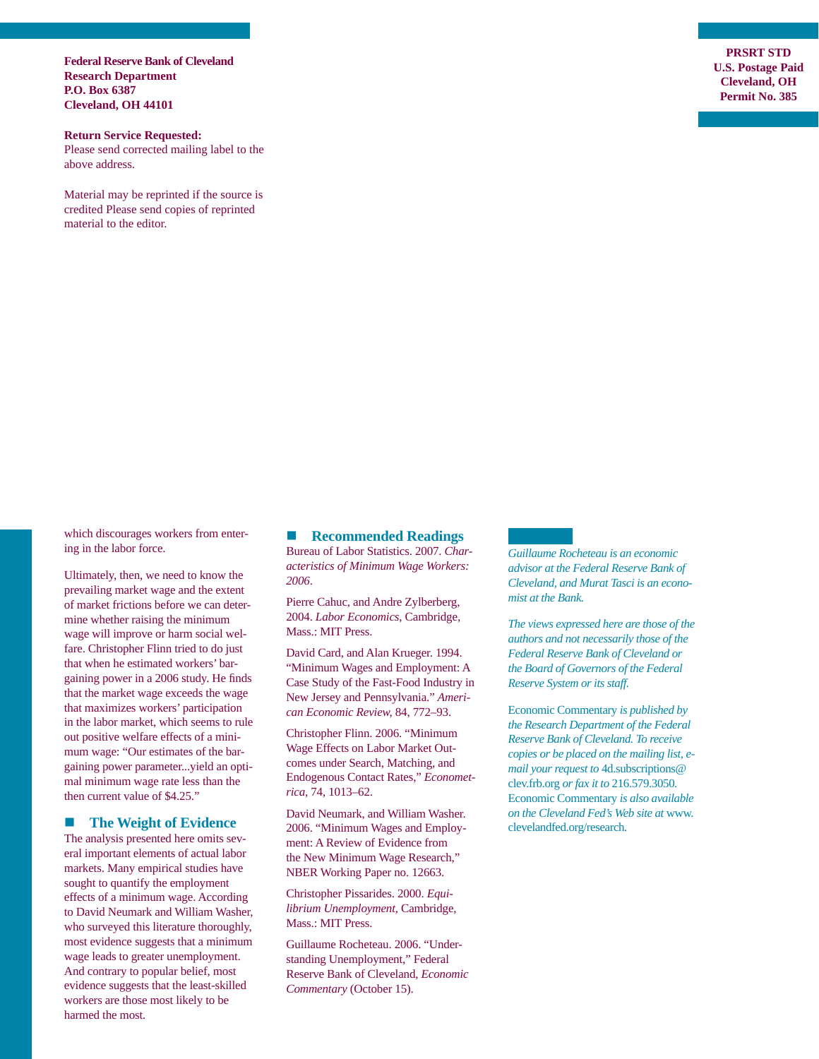**Federal Reserve Bank of Cleveland**
**Research Department**
**P.O. Box 6387**
**Cleveland, OH 44101**

**Return Service Requested:**
Please send corrected mailing label to the above address.

Material may be reprinted if the source is credited Please send copies of reprinted material to the editor.

**PRSRT STD**
**U.S. Postage Paid**
**Cleveland, OH**
**Permit No. 385**

which discourages workers from entering in the labor force.

Ultimately, then, we need to know the prevailing market wage and the extent of market frictions before we can determine whether raising the minimum wage will improve or harm social welfare. Christopher Flinn tried to do just that when he estimated workers' bargaining power in a 2006 study. He finds that the market wage exceeds the wage that maximizes workers' participation in the labor market, which seems to rule out positive welfare effects of a minimum wage: "Our estimates of the bargaining power parameter...yield an optimal minimum wage rate less than the then current value of $4.25."

## The Weight of Evidence

The analysis presented here omits several important elements of actual labor markets. Many empirical studies have sought to quantify the employment effects of a minimum wage. According to David Neumark and William Washer, who surveyed this literature thoroughly, most evidence suggests that a minimum wage leads to greater unemployment. And contrary to popular belief, most evidence suggests that the least-skilled workers are those most likely to be harmed the most.

## Recommended Readings

Bureau of Labor Statistics. 2007. *Characteristics of Minimum Wage Workers: 2006*.

Pierre Cahuc, and Andre Zylberberg, 2004. *Labor Economics*, Cambridge, Mass.: MIT Press.

David Card, and Alan Krueger. 1994. "Minimum Wages and Employment: A Case Study of the Fast-Food Industry in New Jersey and Pennsylvania." *American Economic Review*, 84, 772–93.

Christopher Flinn. 2006. "Minimum Wage Effects on Labor Market Outcomes under Search, Matching, and Endogenous Contact Rates," *Econometrica*, 74, 1013–62.

David Neumark, and William Washer. 2006. "Minimum Wages and Employment: A Review of Evidence from the New Minimum Wage Research," NBER Working Paper no. 12663.

Christopher Pissarides. 2000. *Equilibrium Unemployment*, Cambridge, Mass.: MIT Press.

Guillaume Rocheteau. 2006. "Understanding Unemployment," Federal Reserve Bank of Cleveland, *Economic Commentary* (October 15).

*Guillaume Rocheteau is an economic advisor at the Federal Reserve Bank of Cleveland, and Murat Tasci is an economist at the Bank.*

*The views expressed here are those of the authors and not necessarily those of the Federal Reserve Bank of Cleveland or the Board of Governors of the Federal Reserve System or its staff.*

Economic Commentary *is published by the Research Department of the Federal Reserve Bank of Cleveland. To receive copies or be placed on the mailing list, e-mail your request to* 4d.subscriptions@clev.frb.org *or fax it to* 216.579.3050*.* Economic Commentary *is also available on the Cleveland Fed's Web site at* www.clevelandfed.org/research.